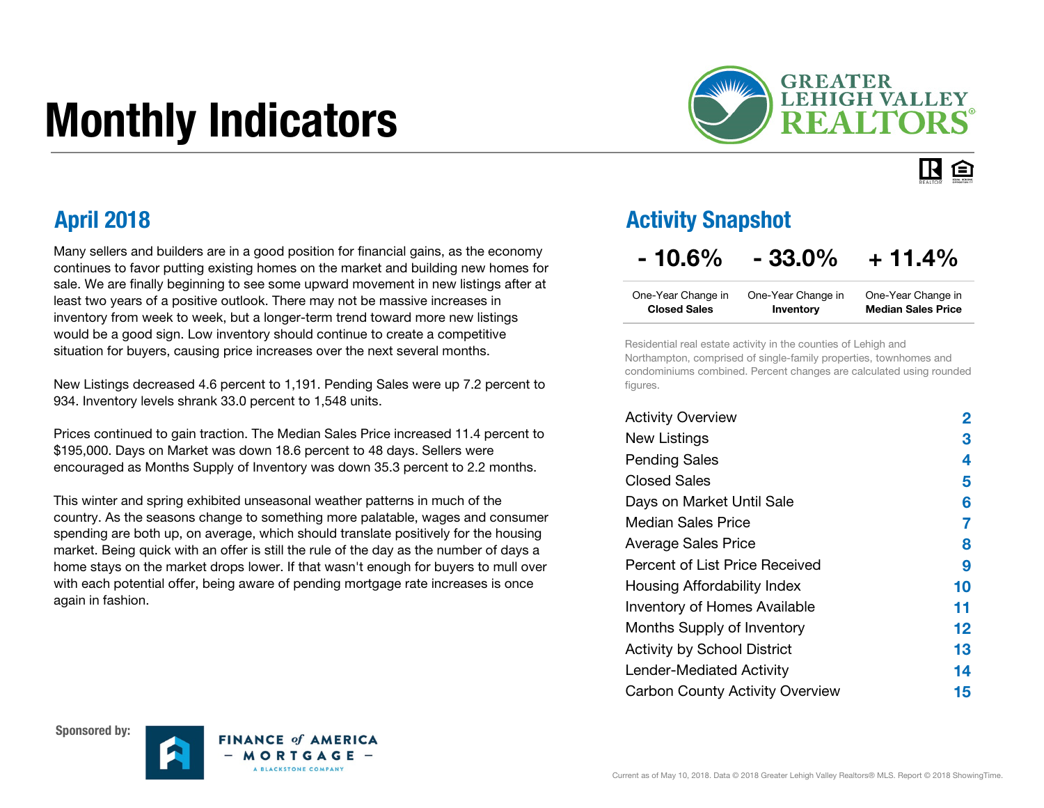# Monthly Indicators

Greater Lehigh Valley REALTORS®

## April 2018

Many sellers and builders are in a good position for financial gains, as the economy continues to favor putting existing homes on the market and building new homes for sale. We are finally beginning to see some upward movement in new listings after at least two years of a positive outlook. There may not be massive increases in inventory from week to week, but a longer-term trend toward more new listings would be a good sign. Low inventory should continue to create a competitive situation for buyers, causing price increases over the next several months.

New Listings decreased 4.6 percent to 1,191. Pending Sales were up 7.2 percent to 934. Inventory levels shrank 33.0 percent to 1,548 units.

Prices continued to gain traction. The Median Sales Price increased 11.4 percent to $195,000. Days on Market was down 18.6 percent to 48 days. Sellers were encouraged as Months Supply of Inventory was down 35.3 percent to 2.2 months.

This winter and spring exhibited unseasonal weather patterns in much of the country. As the seasons change to something more palatable, wages and consumer spending are both up, on average, which should translate positively for the housing market. Being quick with an offer is still the rule of the day as the number of days a home stays on the market drops lower. If that wasn't enough for buyers to mull over with each potential offer, being aware of pending mortgage rate increases is once again in fashion.

## Activity Snapshot

| - 10.6% | - 33.0% | + 11.4% |
|---|---|---|
| One-Year Change in **Closed Sales** | One-Year Change in **Inventory** | One-Year Change in **Median Sales Price** |

Residential real estate activity in the counties of Lehigh and Northampton, comprised of single-family properties, townhomes and condominiums combined. Percent changes are calculated using rounded figures.

| | |
|---|---|
| Activity Overview | 2 |
| New Listings | 3 |
| Pending Sales | 4 |
| Closed Sales | 5 |
| Days on Market Until Sale | 6 |
| Median Sales Price | 7 |
| Average Sales Price | 8 |
| Percent of List Price Received | 9 |
| Housing Affordability Index | 10 |
| Inventory of Homes Available | 11 |
| Months Supply of Inventory | 12 |
| Activity by School District | 13 |
| Lender-Mediated Activity | 14 |
| Carbon County Activity Overview | 15 |

**Sponsored by:** Finance of America Mortgage – A Blackstone Company

Current as of May 10, 2018. Data © 2018 Greater Lehigh Valley Realtors® MLS. Report © 2018 ShowingTime.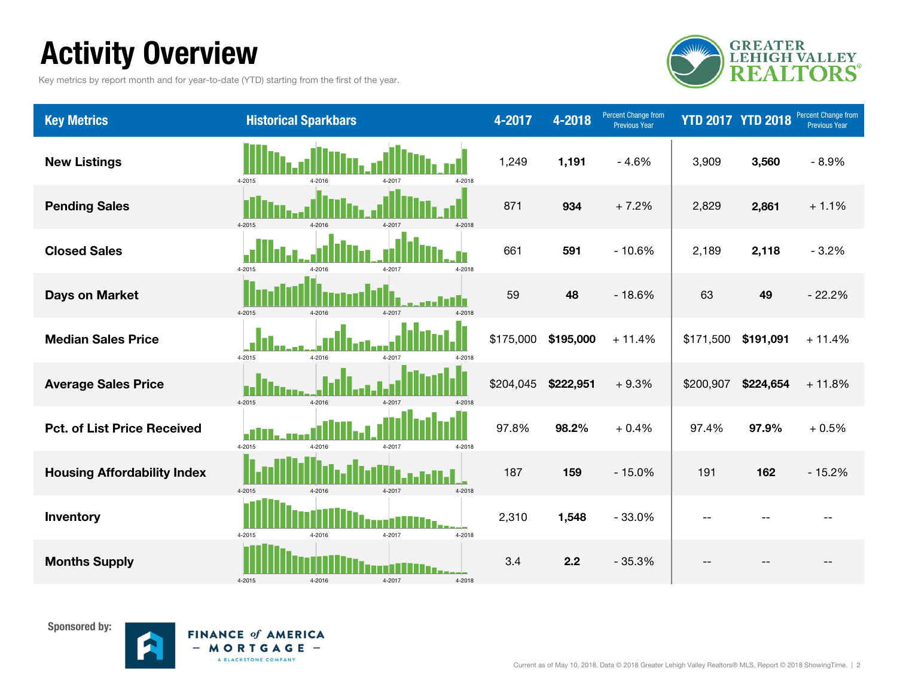# Activity Overview

Key metrics by report month and for year-to-date (YTD) starting from the first of the year.

| Key Metrics | Historical Sparkbars | 4-2017 | 4-2018 | Percent Change from Previous Year | YTD 2017 | YTD 2018 | Percent Change from Previous Year |
|---|---|---|---|---|---|---|---|
| **New Listings** | 4-2015 4-2016 4-2017 4-2018 | 1,249 | **1,191** | - 4.6% | 3,909 | **3,560** | - 8.9% |
| **Pending Sales** | 4-2015 4-2016 4-2017 4-2018 | 871 | **934** | + 7.2% | 2,829 | **2,861** | + 1.1% |
| **Closed Sales** | 4-2015 4-2016 4-2017 4-2018 | 661 | **591** | - 10.6% | 2,189 | **2,118** | - 3.2% |
| **Days on Market** | 4-2015 4-2016 4-2017 4-2018 | 59 | **48** | - 18.6% | 63 | **49** | - 22.2% |
| **Median Sales Price** | 4-2015 4-2016 4-2017 4-2018 | $175,000 | **$195,000** | + 11.4% | $171,500 | **$191,091** | + 11.4% |
| **Average Sales Price** | 4-2015 4-2016 4-2017 4-2018 | $204,045 | **$222,951** | + 9.3% | $200,907 | **$224,654** | + 11.8% |
| **Pct. of List Price Received** | 4-2015 4-2016 4-2017 4-2018 | 97.8% | **98.2%** | + 0.4% | 97.4% | **97.9%** | + 0.5% |
| **Housing Affordability Index** | 4-2015 4-2016 4-2017 4-2018 | 187 | **159** | - 15.0% | 191 | **162** | - 15.2% |
| **Inventory** | 4-2015 4-2016 4-2017 4-2018 | 2,310 | **1,548** | - 33.0% | -- | -- | -- |
| **Months Supply** | 4-2015 4-2016 4-2017 4-2018 | 3.4 | **2.2** | - 35.3% | -- | -- | -- |

Sponsored by: FINANCE of AMERICA – MORTGAGE – A BLACKSTONE COMPANY

Current as of May 10, 2018. Data © 2018 Greater Lehigh Valley Realtors® MLS. Report © 2018 ShowingTime.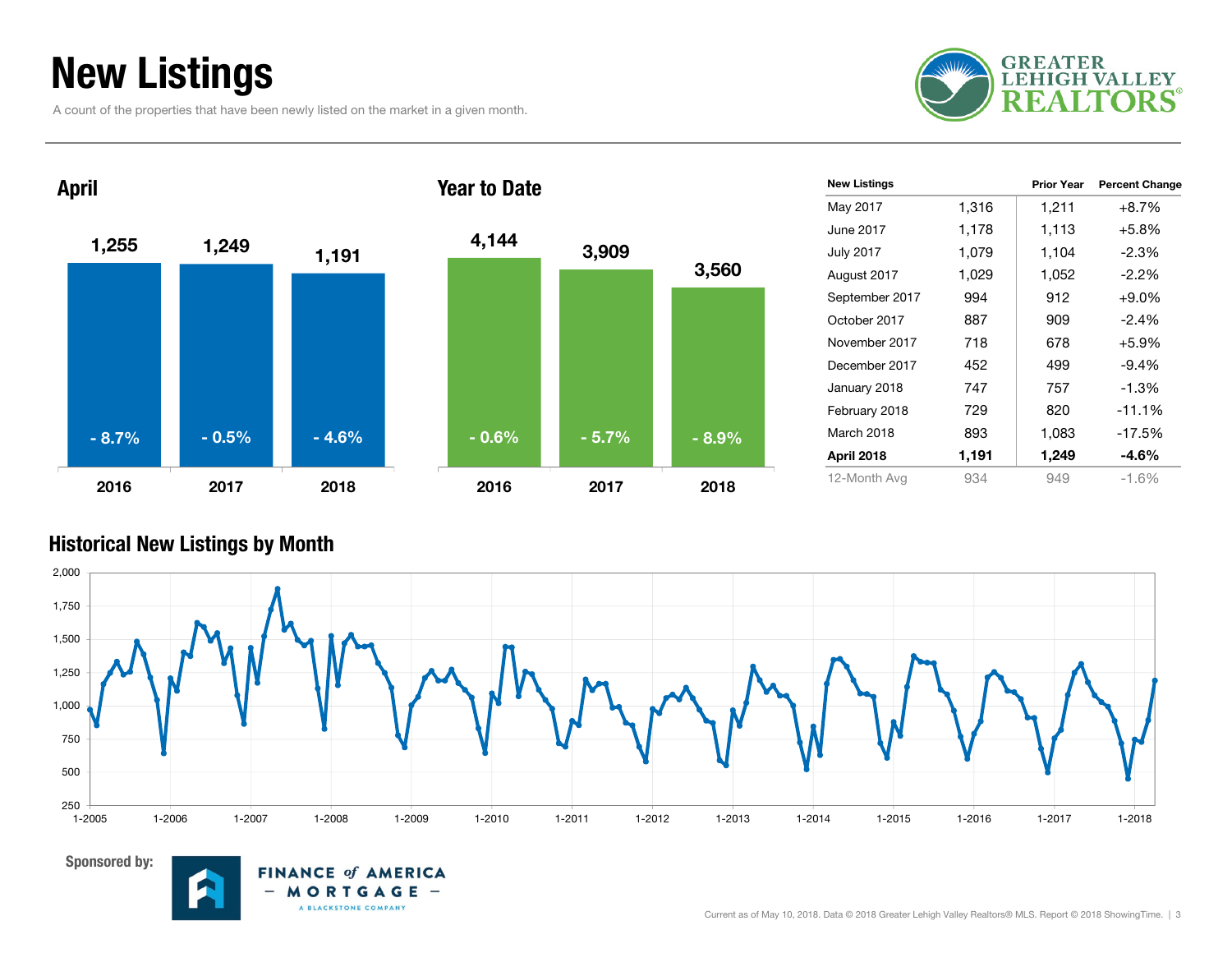# New Listings

A count of the properties that have been newly listed on the market in a given month.

## April

| Year | New Listings | Change |
|---|---|---|
| 2016 | 1,255 | - 8.7% |
| 2017 | 1,249 | - 0.5% |
| 2018 | 1,191 | - 4.6% |

## Year to Date

| Year | New Listings | Change |
|---|---|---|
| 2016 | 4,144 | - 0.6% |
| 2017 | 3,909 | - 5.7% |
| 2018 | 3,560 | - 8.9% |

| New Listings | | Prior Year | Percent Change |
|---|---|---|---|
| May 2017 | 1,316 | 1,211 | +8.7% |
| June 2017 | 1,178 | 1,113 | +5.8% |
| July 2017 | 1,079 | 1,104 | -2.3% |
| August 2017 | 1,029 | 1,052 | -2.2% |
| September 2017 | 994 | 912 | +9.0% |
| October 2017 | 887 | 909 | -2.4% |
| November 2017 | 718 | 678 | +5.9% |
| December 2017 | 452 | 499 | -9.4% |
| January 2018 | 747 | 757 | -1.3% |
| February 2018 | 729 | 820 | -11.1% |
| March 2018 | 893 | 1,083 | -17.5% |
| **April 2018** | **1,191** | **1,249** | **-4.6%** |
| 12-Month Avg | 934 | 949 | -1.6% |

## Historical New Listings by Month

Sponsored by: FINANCE of AMERICA – MORTGAGE – A BLACKSTONE COMPANY

Current as of May 10, 2018. Data © 2018 Greater Lehigh Valley Realtors® MLS. Report © 2018 ShowingTime.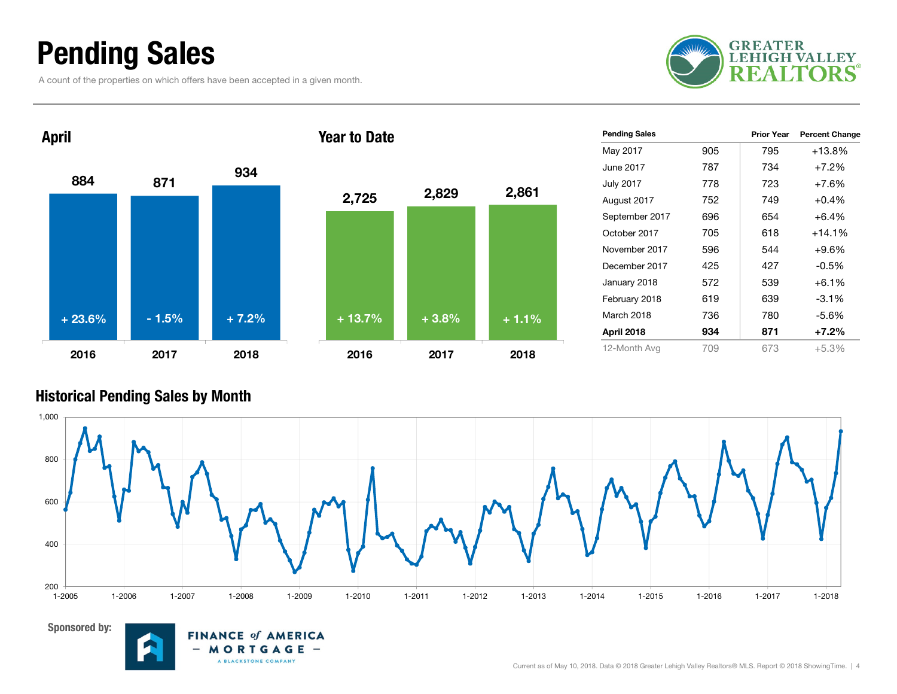# Pending Sales

A count of the properties on which offers have been accepted in a given month.

## April

| Year | Pending Sales | Change |
|---|---|---|
| 2016 | 884 | + 23.6% |
| 2017 | 871 | - 1.5% |
| 2018 | 934 | + 7.2% |

## Year to Date

| Year | Pending Sales | Change |
|---|---|---|
| 2016 | 2,725 | + 13.7% |
| 2017 | 2,829 | + 3.8% |
| 2018 | 2,861 | + 1.1% |

| Pending Sales | | Prior Year | Percent Change |
|---|---|---|---|
| May 2017 | 905 | 795 | +13.8% |
| June 2017 | 787 | 734 | +7.2% |
| July 2017 | 778 | 723 | +7.6% |
| August 2017 | 752 | 749 | +0.4% |
| September 2017 | 696 | 654 | +6.4% |
| October 2017 | 705 | 618 | +14.1% |
| November 2017 | 596 | 544 | +9.6% |
| December 2017 | 425 | 427 | -0.5% |
| January 2018 | 572 | 539 | +6.1% |
| February 2018 | 619 | 639 | -3.1% |
| March 2018 | 736 | 780 | -5.6% |
| **April 2018** | **934** | **871** | **+7.2%** |
| 12-Month Avg | 709 | 673 | +5.3% |

## Historical Pending Sales by Month

Sponsored by: Finance of America Mortgage – A Blackstone Company

Current as of May 10, 2018. Data © 2018 Greater Lehigh Valley Realtors® MLS. Report © 2018 ShowingTime.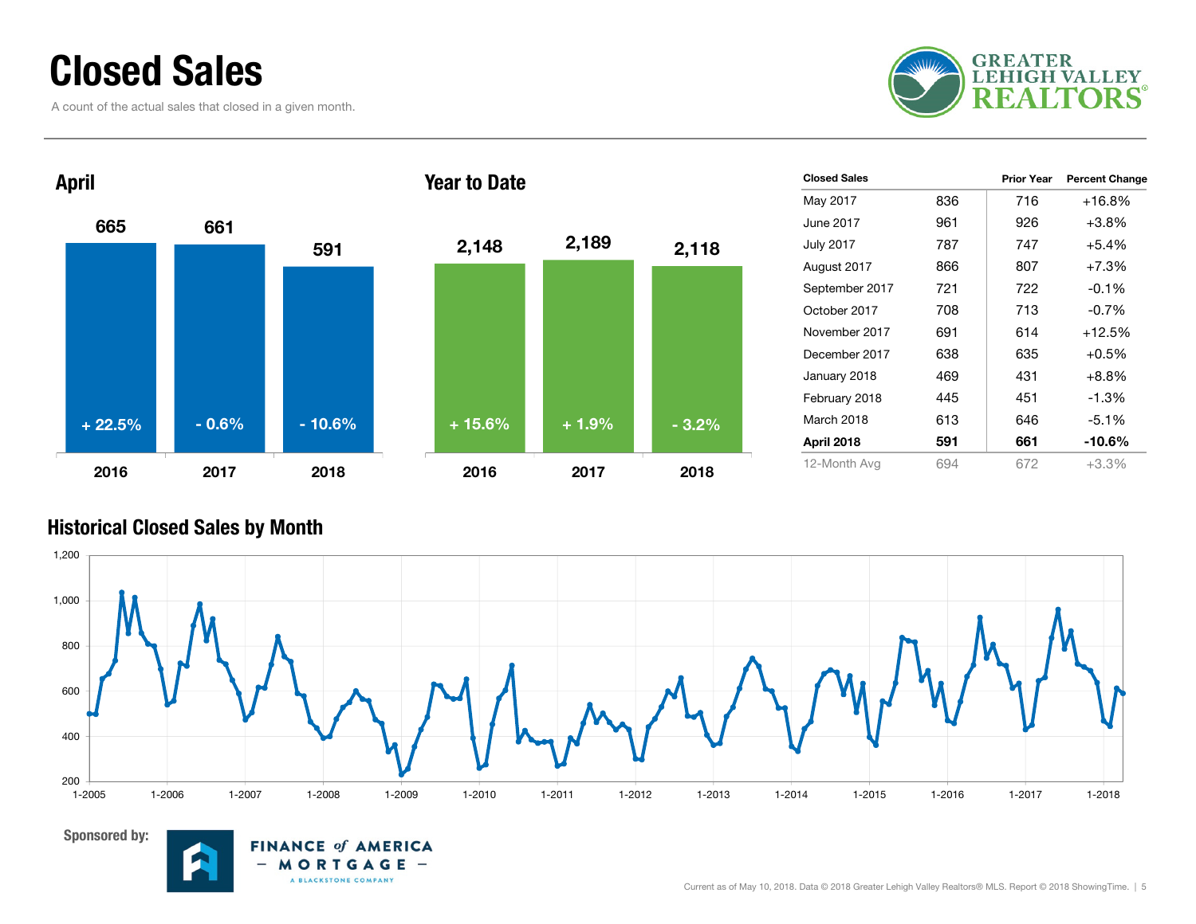# Closed Sales

A count of the actual sales that closed in a given month.

GREATER LEHIGH VALLEY REALTORS®

## April

| | 2016 | 2017 | 2018 |
|---|---|---|---|
| Closed Sales | 665 | 661 | 591 |
| Change | + 22.5% | - 0.6% | - 10.6% |

## Year to Date

| | 2016 | 2017 | 2018 |
|---|---|---|---|
| Closed Sales | 2,148 | 2,189 | 2,118 |
| Change | + 15.6% | + 1.9% | - 3.2% |

| Closed Sales | | Prior Year | Percent Change |
|---|---|---|---|
| May 2017 | 836 | 716 | +16.8% |
| June 2017 | 961 | 926 | +3.8% |
| July 2017 | 787 | 747 | +5.4% |
| August 2017 | 866 | 807 | +7.3% |
| September 2017 | 721 | 722 | -0.1% |
| October 2017 | 708 | 713 | -0.7% |
| November 2017 | 691 | 614 | +12.5% |
| December 2017 | 638 | 635 | +0.5% |
| January 2018 | 469 | 431 | +8.8% |
| February 2018 | 445 | 451 | -1.3% |
| March 2018 | 613 | 646 | -5.1% |
| **April 2018** | **591** | **661** | **-10.6%** |
| 12-Month Avg | 694 | 672 | +3.3% |

## Historical Closed Sales by Month

Sponsored by: FINANCE of AMERICA – MORTGAGE – A BLACKSTONE COMPANY

Current as of May 10, 2018. Data © 2018 Greater Lehigh Valley Realtors® MLS. Report © 2018 ShowingTime.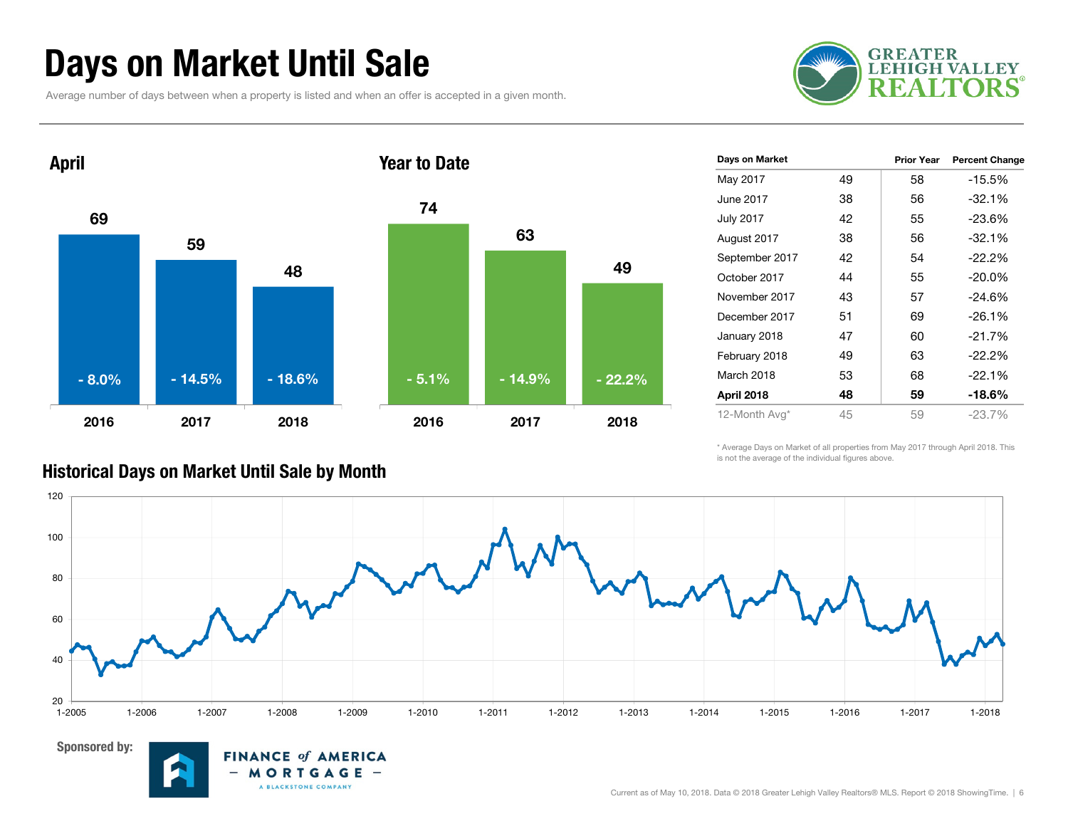# Days on Market Until Sale

Average number of days between when a property is listed and when an offer is accepted in a given month.

GREATER LEHIGH VALLEY REALTORS®

## April

| Year | Days | Change |
|---|---|---|
| 2016 | 69 | - 8.0% |
| 2017 | 59 | - 14.5% |
| 2018 | 48 | - 18.6% |

## Year to Date

| Year | Days | Change |
|---|---|---|
| 2016 | 74 | - 5.1% |
| 2017 | 63 | - 14.9% |
| 2018 | 49 | - 22.2% |

| Days on Market | | Prior Year | Percent Change |
|---|---|---|---|
| May 2017 | 49 | 58 | -15.5% |
| June 2017 | 38 | 56 | -32.1% |
| July 2017 | 42 | 55 | -23.6% |
| August 2017 | 38 | 56 | -32.1% |
| September 2017 | 42 | 54 | -22.2% |
| October 2017 | 44 | 55 | -20.0% |
| November 2017 | 43 | 57 | -24.6% |
| December 2017 | 51 | 69 | -26.1% |
| January 2018 | 47 | 60 | -21.7% |
| February 2018 | 49 | 63 | -22.2% |
| March 2018 | 53 | 68 | -22.1% |
| **April 2018** | **48** | **59** | **-18.6%** |
| 12-Month Avg* | 45 | 59 | -23.7% |

* Average Days on Market of all properties from May 2017 through April 2018. This is not the average of the individual figures above.

## Historical Days on Market Until Sale by Month

Sponsored by: FINANCE of AMERICA MORTGAGE – A BLACKSTONE COMPANY

Current as of May 10, 2018. Data © 2018 Greater Lehigh Valley Realtors® MLS. Report © 2018 ShowingTime.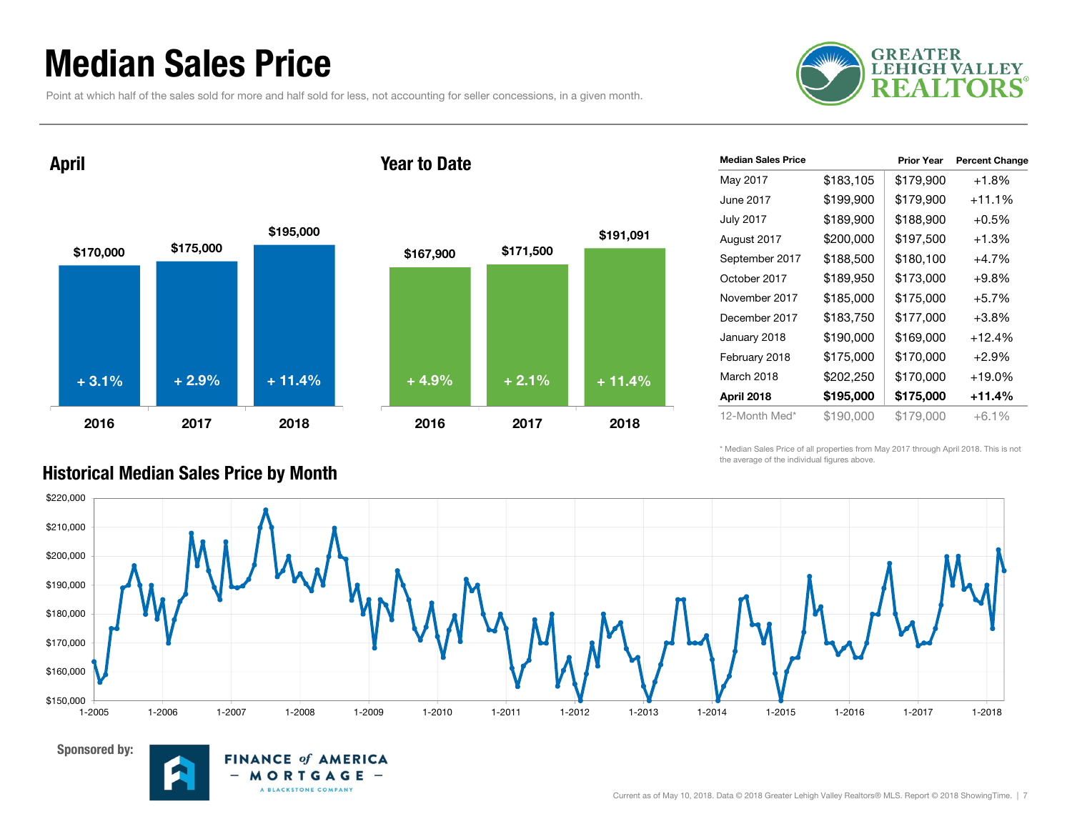# Median Sales Price

Point at which half of the sales sold for more and half sold for less, not accounting for seller concessions, in a given month.

## April

| Year | Median Sales Price | Change |
|---|---|---|
| 2016 | $170,000 | + 3.1% |
| 2017 | $175,000 | + 2.9% |
| 2018 | $195,000 | + 11.4% |

## Year to Date

| Year | Median Sales Price | Change |
|---|---|---|
| 2016 | $167,900 | + 4.9% |
| 2017 | $171,500 | + 2.1% |
| 2018 | $191,091 | + 11.4% |

| Median Sales Price | | Prior Year | Percent Change |
|---|---|---|---|
| May 2017 | $183,105 | $179,900 | +1.8% |
| June 2017 | $199,900 | $179,900 | +11.1% |
| July 2017 | $189,900 | $188,900 | +0.5% |
| August 2017 | $200,000 | $197,500 | +1.3% |
| September 2017 | $188,500 | $180,100 | +4.7% |
| October 2017 | $189,950 | $173,000 | +9.8% |
| November 2017 | $185,000 | $175,000 | +5.7% |
| December 2017 | $183,750 | $177,000 | +3.8% |
| January 2018 | $190,000 | $169,000 | +12.4% |
| February 2018 | $175,000 | $170,000 | +2.9% |
| March 2018 | $202,250 | $170,000 | +19.0% |
| **April 2018** | **$195,000** | **$175,000** | **+11.4%** |
| 12-Month Med* | $190,000 | $179,000 | +6.1% |

\* Median Sales Price of all properties from May 2017 through April 2018. This is not the average of the individual figures above.

## Historical Median Sales Price by Month

Sponsored by: Finance of America Mortgage – A Blackstone Company

Current as of May 10, 2018. Data © 2018 Greater Lehigh Valley Realtors® MLS. Report © 2018 ShowingTime.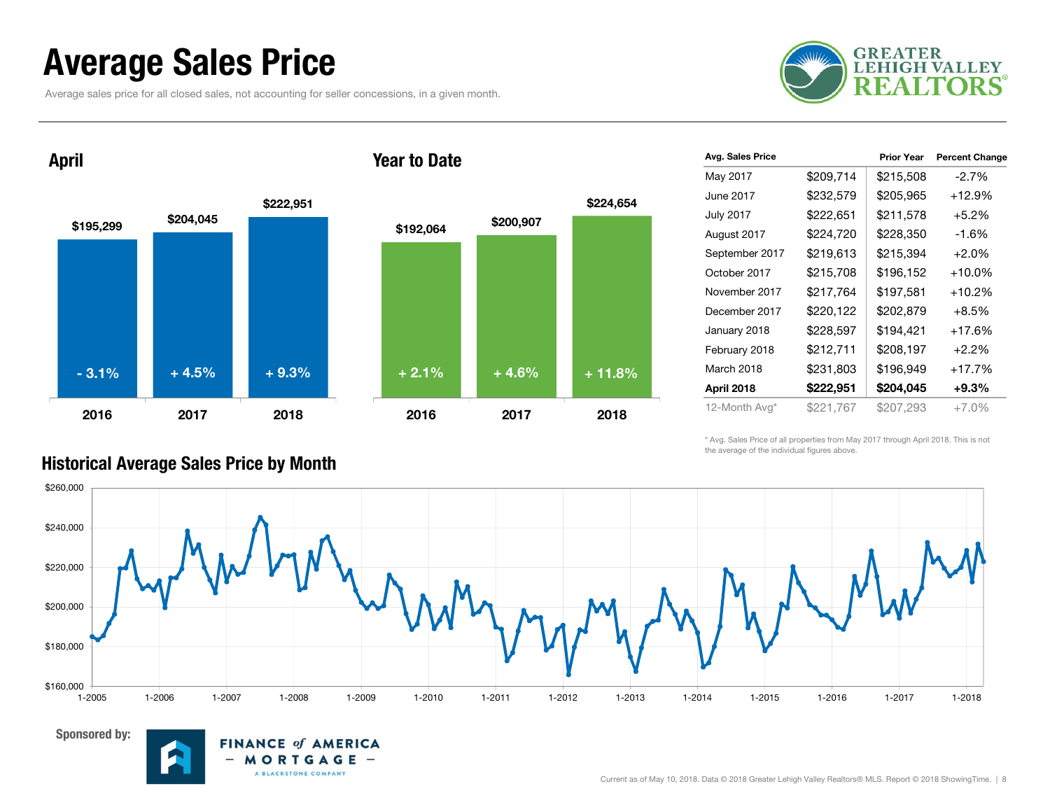# Average Sales Price

Average sales price for all closed sales, not accounting for seller concessions, in a given month.

## April

| Year | Avg. Sales Price | Change |
|---|---|---|
| 2016 | $195,299 | - 3.1% |
| 2017 | $204,045 | + 4.5% |
| 2018 | $222,951 | + 9.3% |

## Year to Date

| Year | Avg. Sales Price | Change |
|---|---|---|
| 2016 | $192,064 | + 2.1% |
| 2017 | $200,907 | + 4.6% |
| 2018 | $224,654 | + 11.8% |

| Avg. Sales Price | | Prior Year | Percent Change |
|---|---|---|---|
| May 2017 | $209,714 | $215,508 | -2.7% |
| June 2017 | $232,579 | $205,965 | +12.9% |
| July 2017 | $222,651 | $211,578 | +5.2% |
| August 2017 | $224,720 | $228,350 | -1.6% |
| September 2017 | $219,613 | $215,394 | +2.0% |
| October 2017 | $215,708 | $196,152 | +10.0% |
| November 2017 | $217,764 | $197,581 | +10.2% |
| December 2017 | $220,122 | $202,879 | +8.5% |
| January 2018 | $228,597 | $194,421 | +17.6% |
| February 2018 | $212,711 | $208,197 | +2.2% |
| March 2018 | $231,803 | $196,949 | +17.7% |
| **April 2018** | **$222,951** | **$204,045** | **+9.3%** |
| 12-Month Avg* | $221,767 | $207,293 | +7.0% |

\* Avg. Sales Price of all properties from May 2017 through April 2018. This is not the average of the individual figures above.

## Historical Average Sales Price by Month

Sponsored by: Finance of America Mortgage – A Blackstone Company

Current as of May 10, 2018. Data © 2018 Greater Lehigh Valley Realtors® MLS. Report © 2018 ShowingTime.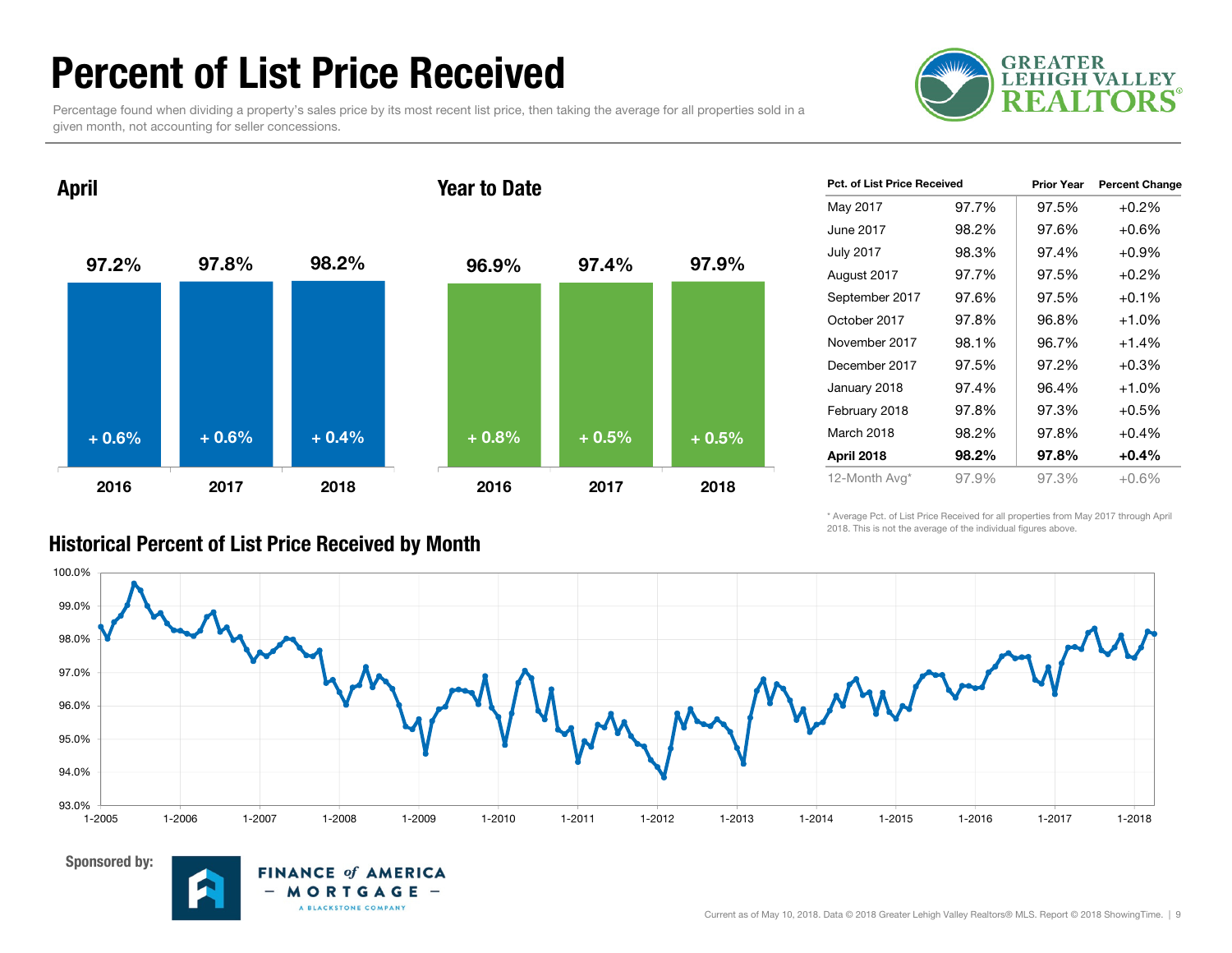# Percent of List Price Received

Percentage found when dividing a property's sales price by its most recent list price, then taking the average for all properties sold in a given month, not accounting for seller concessions.

## April

| | 2016 | 2017 | 2018 |
|---|---|---|---|
| Percent of List Price Received | 97.2% | 97.8% | 98.2% |
| Change | + 0.6% | + 0.6% | + 0.4% |

## Year to Date

| | 2016 | 2017 | 2018 |
|---|---|---|---|
| Percent of List Price Received | 96.9% | 97.4% | 97.9% |
| Change | + 0.8% | + 0.5% | + 0.5% |

| Pct. of List Price Received | | Prior Year | Percent Change |
|---|---|---|---|
| May 2017 | 97.7% | 97.5% | +0.2% |
| June 2017 | 98.2% | 97.6% | +0.6% |
| July 2017 | 98.3% | 97.4% | +0.9% |
| August 2017 | 97.7% | 97.5% | +0.2% |
| September 2017 | 97.6% | 97.5% | +0.1% |
| October 2017 | 97.8% | 96.8% | +1.0% |
| November 2017 | 98.1% | 96.7% | +1.4% |
| December 2017 | 97.5% | 97.2% | +0.3% |
| January 2018 | 97.4% | 96.4% | +1.0% |
| February 2018 | 97.8% | 97.3% | +0.5% |
| March 2018 | 98.2% | 97.8% | +0.4% |
| **April 2018** | **98.2%** | **97.8%** | **+0.4%** |
| 12-Month Avg* | 97.9% | 97.3% | +0.6% |

\* Average Pct. of List Price Received for all properties from May 2017 through April 2018. This is not the average of the individual figures above.

## Historical Percent of List Price Received by Month

Sponsored by: Finance of America Mortgage – A Blackstone Company

Current as of May 10, 2018. Data © 2018 Greater Lehigh Valley Realtors® MLS. Report © 2018 ShowingTime.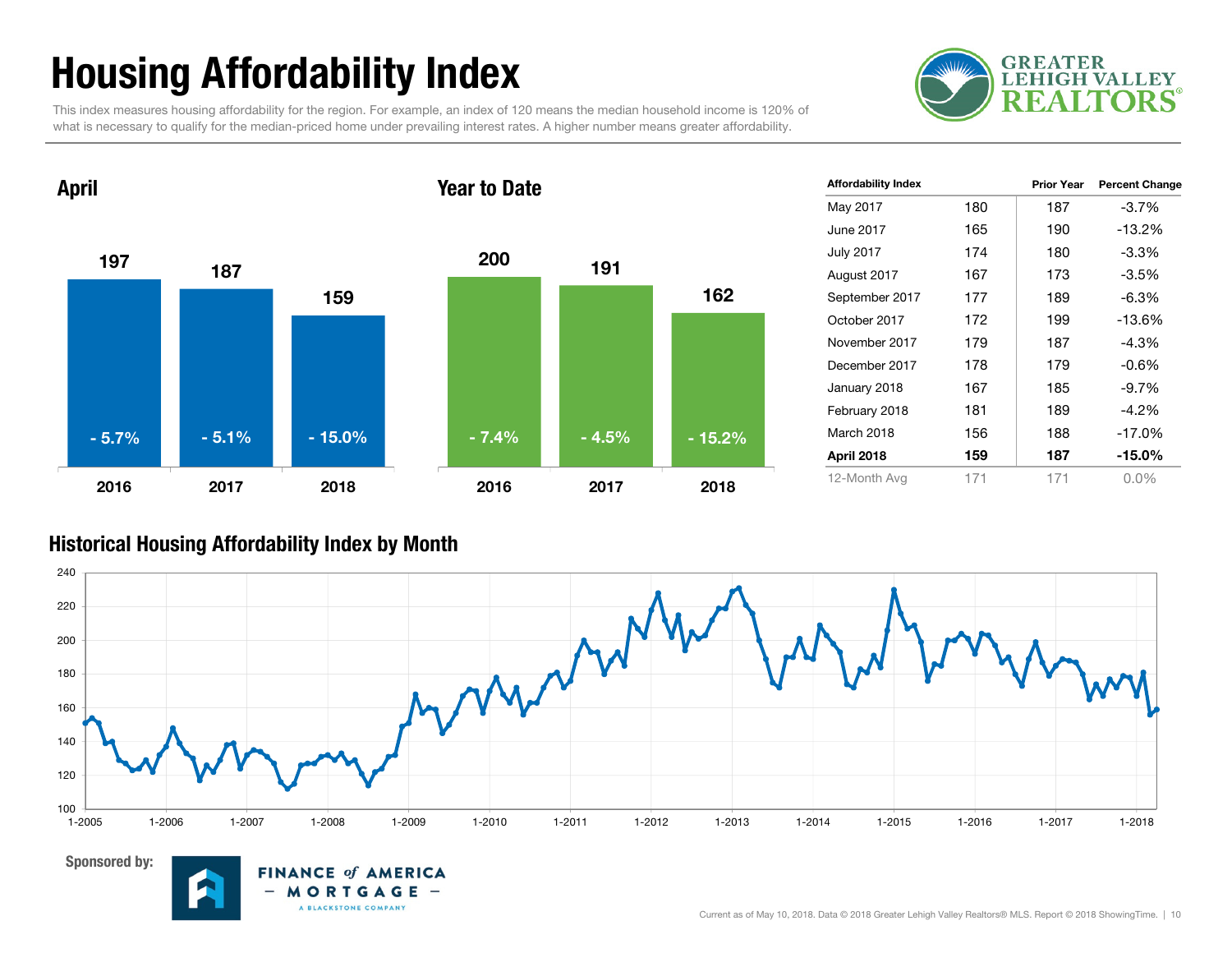# Housing Affordability Index

This index measures housing affordability for the region. For example, an index of 120 means the median household income is 120% of what is necessary to qualify for the median-priced home under prevailing interest rates. A higher number means greater affordability.

## April

| Year | Index | Change |
|---|---|---|
| 2016 | 197 | - 5.7% |
| 2017 | 187 | - 5.1% |
| 2018 | 159 | - 15.0% |

## Year to Date

| Year | Index | Change |
|---|---|---|
| 2016 | 200 | - 7.4% |
| 2017 | 191 | - 4.5% |
| 2018 | 162 | - 15.2% |

| Affordability Index | | Prior Year | Percent Change |
|---|---|---|---|
| May 2017 | 180 | 187 | -3.7% |
| June 2017 | 165 | 190 | -13.2% |
| July 2017 | 174 | 180 | -3.3% |
| August 2017 | 167 | 173 | -3.5% |
| September 2017 | 177 | 189 | -6.3% |
| October 2017 | 172 | 199 | -13.6% |
| November 2017 | 179 | 187 | -4.3% |
| December 2017 | 178 | 179 | -0.6% |
| January 2018 | 167 | 185 | -9.7% |
| February 2018 | 181 | 189 | -4.2% |
| March 2018 | 156 | 188 | -17.0% |
| **April 2018** | **159** | **187** | **-15.0%** |
| 12-Month Avg | 171 | 171 | 0.0% |

## Historical Housing Affordability Index by Month

Sponsored by: Finance of America Mortgage – A Blackstone Company

Current as of May 10, 2018. Data © 2018 Greater Lehigh Valley Realtors® MLS. Report © 2018 ShowingTime.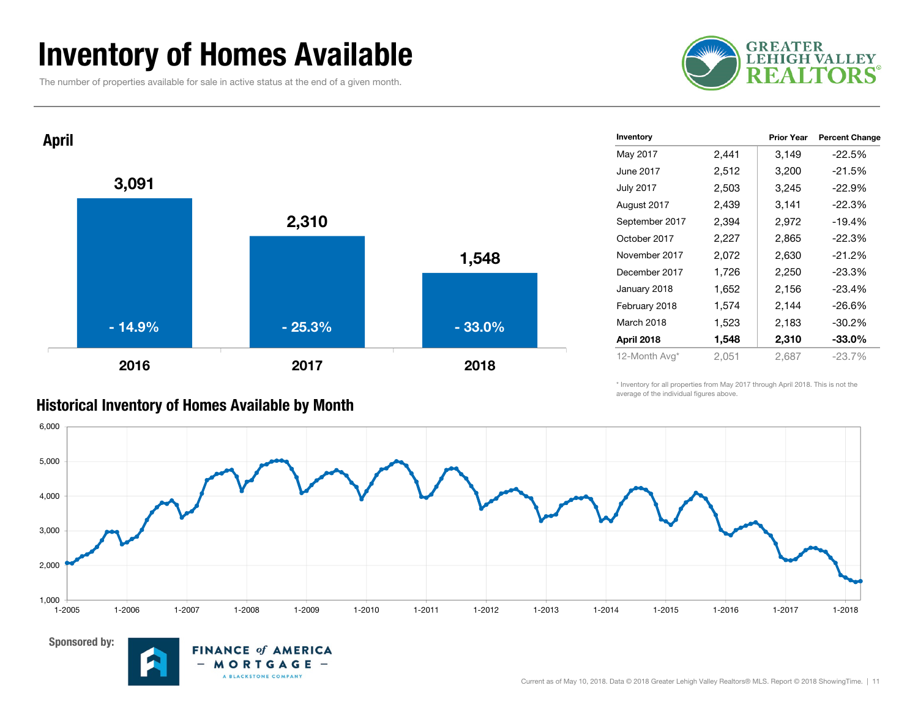# Inventory of Homes Available

The number of properties available for sale in active status at the end of a given month.

GREATER LEHIGH VALLEY REALTORS®

## April

| Year | Inventory | Change |
|---|---|---|
| 2016 | 3,091 | - 14.9% |
| 2017 | 2,310 | - 25.3% |
| 2018 | 1,548 | - 33.0% |

| Inventory | | Prior Year | Percent Change |
|---|---|---|---|
| May 2017 | 2,441 | 3,149 | -22.5% |
| June 2017 | 2,512 | 3,200 | -21.5% |
| July 2017 | 2,503 | 3,245 | -22.9% |
| August 2017 | 2,439 | 3,141 | -22.3% |
| September 2017 | 2,394 | 2,972 | -19.4% |
| October 2017 | 2,227 | 2,865 | -22.3% |
| November 2017 | 2,072 | 2,630 | -21.2% |
| December 2017 | 1,726 | 2,250 | -23.3% |
| January 2018 | 1,652 | 2,156 | -23.4% |
| February 2018 | 1,574 | 2,144 | -26.6% |
| March 2018 | 1,523 | 2,183 | -30.2% |
| **April 2018** | **1,548** | **2,310** | **-33.0%** |
| 12-Month Avg* | 2,051 | 2,687 | -23.7% |

\* Inventory for all properties from May 2017 through April 2018. This is not the average of the individual figures above.

## Historical Inventory of Homes Available by Month

Sponsored by: FINANCE of AMERICA – MORTGAGE – A BLACKSTONE COMPANY

Current as of May 10, 2018. Data © 2018 Greater Lehigh Valley Realtors® MLS. Report © 2018 ShowingTime.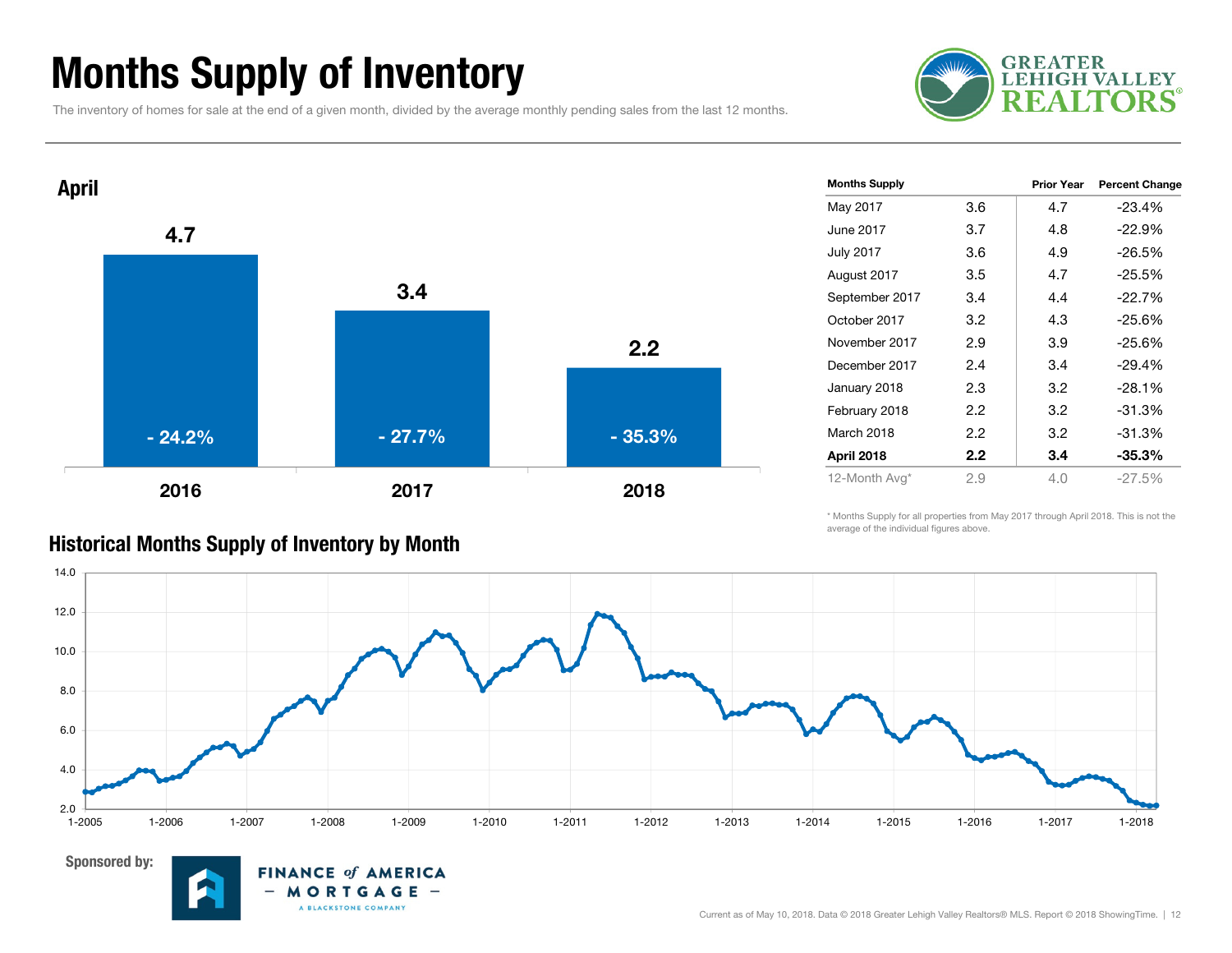# Months Supply of Inventory

The inventory of homes for sale at the end of a given month, divided by the average monthly pending sales from the last 12 months.

## April

| Year | Months Supply | Change |
|---|---|---|
| 2016 | 4.7 | - 24.2% |
| 2017 | 3.4 | - 27.7% |
| 2018 | 2.2 | - 35.3% |

| Months Supply | | Prior Year | Percent Change |
|---|---|---|---|
| May 2017 | 3.6 | 4.7 | -23.4% |
| June 2017 | 3.7 | 4.8 | -22.9% |
| July 2017 | 3.6 | 4.9 | -26.5% |
| August 2017 | 3.5 | 4.7 | -25.5% |
| September 2017 | 3.4 | 4.4 | -22.7% |
| October 2017 | 3.2 | 4.3 | -25.6% |
| November 2017 | 2.9 | 3.9 | -25.6% |
| December 2017 | 2.4 | 3.4 | -29.4% |
| January 2018 | 2.3 | 3.2 | -28.1% |
| February 2018 | 2.2 | 3.2 | -31.3% |
| March 2018 | 2.2 | 3.2 | -31.3% |
| **April 2018** | **2.2** | **3.4** | **-35.3%** |
| 12-Month Avg* | 2.9 | 4.0 | -27.5% |

\* Months Supply for all properties from May 2017 through April 2018. This is not the average of the individual figures above.

## Historical Months Supply of Inventory by Month

Sponsored by: Finance of America Mortgage – A Blackstone Company

Current as of May 10, 2018. Data © 2018 Greater Lehigh Valley Realtors® MLS. Report © 2018 ShowingTime.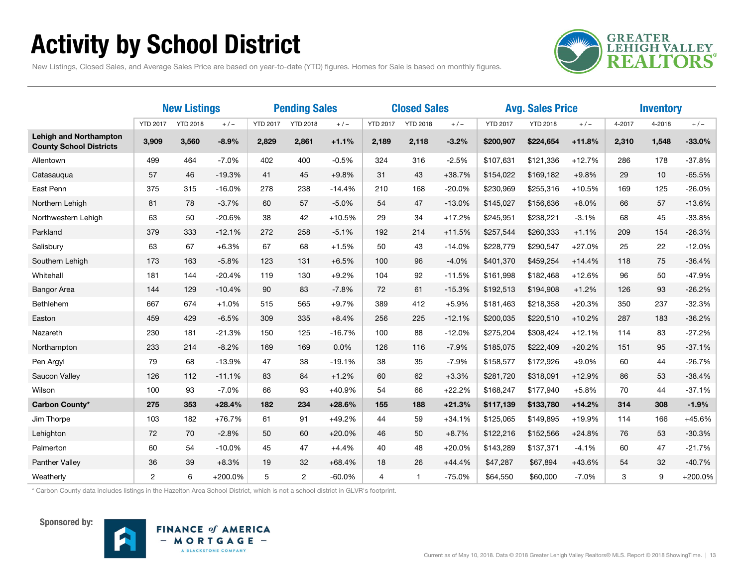# Activity by School District

New Listings, Closed Sales, and Average Sales Price are based on year-to-date (YTD) figures. Homes for Sale is based on monthly figures.

| | New Listings | | | Pending Sales | | | Closed Sales | | | Avg. Sales Price | | | Inventory | | |
|---|---|---|---|---|---|---|---|---|---|---|---|---|---|---|---|
| | YTD 2017 | YTD 2018 | + / – | YTD 2017 | YTD 2018 | + / – | YTD 2017 | YTD 2018 | + / – | YTD 2017 | YTD 2018 | + / – | 4-2017 | 4-2018 | + / – |
| **Lehigh and Northampton County School Districts** | **3,909** | **3,560** | **-8.9%** | **2,829** | **2,861** | **+1.1%** | **2,189** | **2,118** | **-3.2%** | **$200,907** | **$224,654** | **+11.8%** | **2,310** | **1,548** | **-33.0%** |
| Allentown | 499 | 464 | -7.0% | 402 | 400 | -0.5% | 324 | 316 | -2.5% | $107,631 | $121,336 | +12.7% | 286 | 178 | -37.8% |
| Catasauqua | 57 | 46 | -19.3% | 41 | 45 | +9.8% | 31 | 43 | +38.7% | $154,022 | $169,182 | +9.8% | 29 | 10 | -65.5% |
| East Penn | 375 | 315 | -16.0% | 278 | 238 | -14.4% | 210 | 168 | -20.0% | $230,969 | $255,316 | +10.5% | 169 | 125 | -26.0% |
| Northern Lehigh | 81 | 78 | -3.7% | 60 | 57 | -5.0% | 54 | 47 | -13.0% | $145,027 | $156,636 | +8.0% | 66 | 57 | -13.6% |
| Northwestern Lehigh | 63 | 50 | -20.6% | 38 | 42 | +10.5% | 29 | 34 | +17.2% | $245,951 | $238,221 | -3.1% | 68 | 45 | -33.8% |
| Parkland | 379 | 333 | -12.1% | 272 | 258 | -5.1% | 192 | 214 | +11.5% | $257,544 | $260,333 | +1.1% | 209 | 154 | -26.3% |
| Salisbury | 63 | 67 | +6.3% | 67 | 68 | +1.5% | 50 | 43 | -14.0% | $228,779 | $290,547 | +27.0% | 25 | 22 | -12.0% |
| Southern Lehigh | 173 | 163 | -5.8% | 123 | 131 | +6.5% | 100 | 96 | -4.0% | $401,370 | $459,254 | +14.4% | 118 | 75 | -36.4% |
| Whitehall | 181 | 144 | -20.4% | 119 | 130 | +9.2% | 104 | 92 | -11.5% | $161,998 | $182,468 | +12.6% | 96 | 50 | -47.9% |
| Bangor Area | 144 | 129 | -10.4% | 90 | 83 | -7.8% | 72 | 61 | -15.3% | $192,513 | $194,908 | +1.2% | 126 | 93 | -26.2% |
| Bethlehem | 667 | 674 | +1.0% | 515 | 565 | +9.7% | 389 | 412 | +5.9% | $181,463 | $218,358 | +20.3% | 350 | 237 | -32.3% |
| Easton | 459 | 429 | -6.5% | 309 | 335 | +8.4% | 256 | 225 | -12.1% | $200,035 | $220,510 | +10.2% | 287 | 183 | -36.2% |
| Nazareth | 230 | 181 | -21.3% | 150 | 125 | -16.7% | 100 | 88 | -12.0% | $275,204 | $308,424 | +12.1% | 114 | 83 | -27.2% |
| Northampton | 233 | 214 | -8.2% | 169 | 169 | 0.0% | 126 | 116 | -7.9% | $185,075 | $222,409 | +20.2% | 151 | 95 | -37.1% |
| Pen Argyl | 79 | 68 | -13.9% | 47 | 38 | -19.1% | 38 | 35 | -7.9% | $158,577 | $172,926 | +9.0% | 60 | 44 | -26.7% |
| Saucon Valley | 126 | 112 | -11.1% | 83 | 84 | +1.2% | 60 | 62 | +3.3% | $281,720 | $318,091 | +12.9% | 86 | 53 | -38.4% |
| Wilson | 100 | 93 | -7.0% | 66 | 93 | +40.9% | 54 | 66 | +22.2% | $168,247 | $177,940 | +5.8% | 70 | 44 | -37.1% |
| **Carbon County*** | **275** | **353** | **+28.4%** | **182** | **234** | **+28.6%** | **155** | **188** | **+21.3%** | **$117,139** | **$133,780** | **+14.2%** | **314** | **308** | **-1.9%** |
| Jim Thorpe | 103 | 182 | +76.7% | 61 | 91 | +49.2% | 44 | 59 | +34.1% | $125,065 | $149,895 | +19.9% | 114 | 166 | +45.6% |
| Lehighton | 72 | 70 | -2.8% | 50 | 60 | +20.0% | 46 | 50 | +8.7% | $122,216 | $152,566 | +24.8% | 76 | 53 | -30.3% |
| Palmerton | 60 | 54 | -10.0% | 45 | 47 | +4.4% | 40 | 48 | +20.0% | $143,289 | $137,371 | -4.1% | 60 | 47 | -21.7% |
| Panther Valley | 36 | 39 | +8.3% | 19 | 32 | +68.4% | 18 | 26 | +44.4% | $47,287 | $67,894 | +43.6% | 54 | 32 | -40.7% |
| Weatherly | 2 | 6 | +200.0% | 5 | 2 | -60.0% | 4 | 1 | -75.0% | $64,550 | $60,000 | -7.0% | 3 | 9 | +200.0% |

* Carbon County data includes listings in the Hazelton Area School District, which is not a school district in GLVR's footprint.

**Sponsored by:** FINANCE of AMERICA – MORTGAGE – A BLACKSTONE COMPANY

Current as of May 10, 2018. Data © 2018 Greater Lehigh Valley Realtors® MLS. Report © 2018 ShowingTime.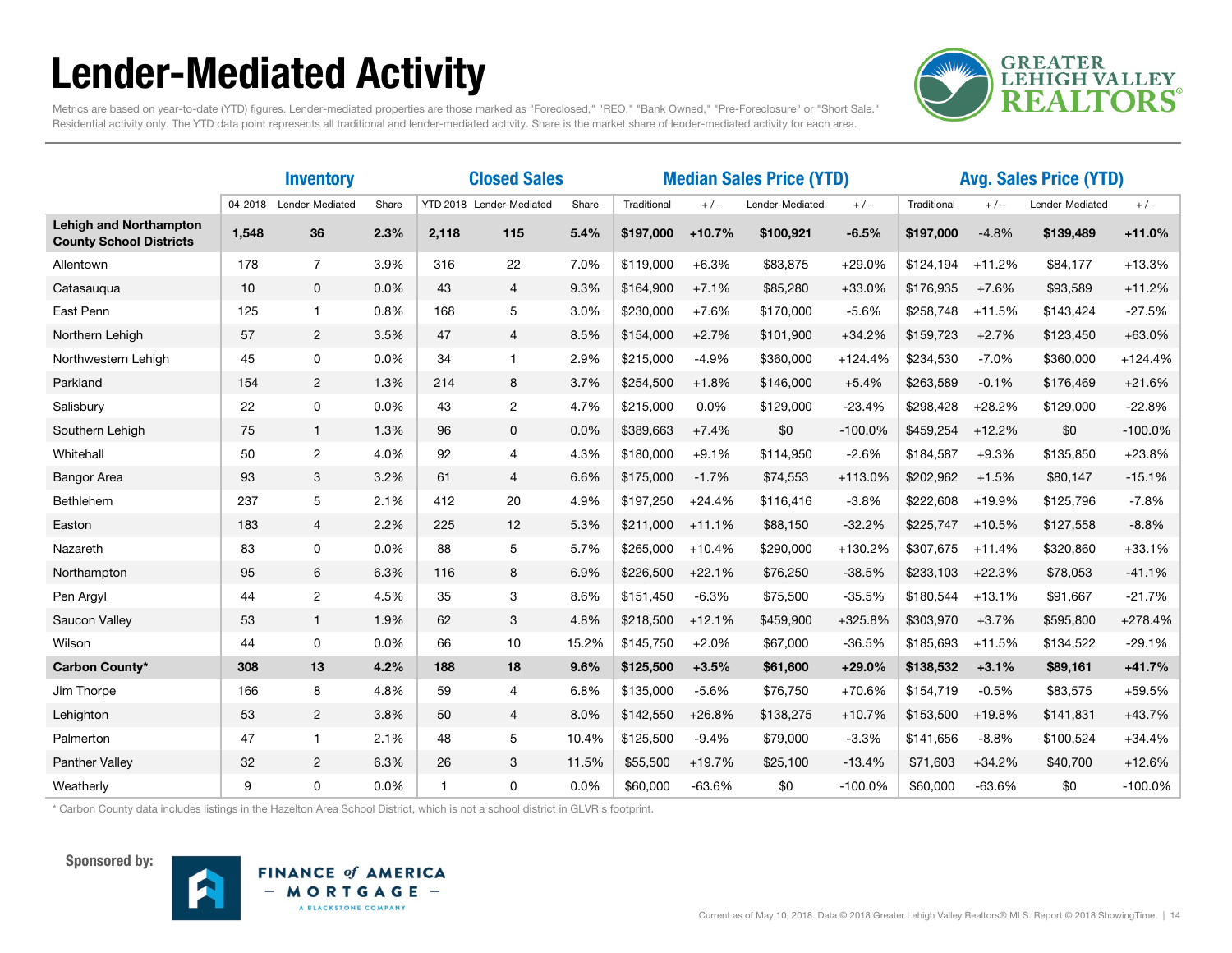# Lender-Mediated Activity

Metrics are based on year-to-date (YTD) figures. Lender-mediated properties are those marked as "Foreclosed," "REO," "Bank Owned," "Pre-Foreclosure" or "Short Sale." Residential activity only. The YTD data point represents all traditional and lender-mediated activity. Share is the market share of lender-mediated activity for each area.

| | Inventory | | | Closed Sales | | | Median Sales Price (YTD) | | | | Avg. Sales Price (YTD) | | | |
|---|---|---|---|---|---|---|---|---|---|---|---|---|---|---|
| | 04-2018 | Lender-Mediated | Share | YTD 2018 | Lender-Mediated | Share | Traditional | + / – | Lender-Mediated | + / – | Traditional | + / – | Lender-Mediated | + / – |
| **Lehigh and Northampton County School Districts** | **1,548** | **36** | **2.3%** | **2,118** | **115** | **5.4%** | **$197,000** | **+10.7%** | **$100,921** | **-6.5%** | **$197,000** | -4.8% | **$139,489** | **+11.0%** |
| Allentown | 178 | 7 | 3.9% | 316 | 22 | 7.0% | $119,000 | +6.3% | $83,875 | +29.0% | $124,194 | +11.2% | $84,177 | +13.3% |
| Catasauqua | 10 | 0 | 0.0% | 43 | 4 | 9.3% | $164,900 | +7.1% | $85,280 | +33.0% | $176,935 | +7.6% | $93,589 | +11.2% |
| East Penn | 125 | 1 | 0.8% | 168 | 5 | 3.0% | $230,000 | +7.6% | $170,000 | -5.6% | $258,748 | +11.5% | $143,424 | -27.5% |
| Northern Lehigh | 57 | 2 | 3.5% | 47 | 4 | 8.5% | $154,000 | +2.7% | $101,900 | +34.2% | $159,723 | +2.7% | $123,450 | +63.0% |
| Northwestern Lehigh | 45 | 0 | 0.0% | 34 | 1 | 2.9% | $215,000 | -4.9% | $360,000 | +124.4% | $234,530 | -7.0% | $360,000 | +124.4% |
| Parkland | 154 | 2 | 1.3% | 214 | 8 | 3.7% | $254,500 | +1.8% | $146,000 | +5.4% | $263,589 | -0.1% | $176,469 | +21.6% |
| Salisbury | 22 | 0 | 0.0% | 43 | 2 | 4.7% | $215,000 | 0.0% | $129,000 | -23.4% | $298,428 | +28.2% | $129,000 | -22.8% |
| Southern Lehigh | 75 | 1 | 1.3% | 96 | 0 | 0.0% | $389,663 | +7.4% | $0 | -100.0% | $459,254 | +12.2% | $0 | -100.0% |
| Whitehall | 50 | 2 | 4.0% | 92 | 4 | 4.3% | $180,000 | +9.1% | $114,950 | -2.6% | $184,587 | +9.3% | $135,850 | +23.8% |
| Bangor Area | 93 | 3 | 3.2% | 61 | 4 | 6.6% | $175,000 | -1.7% | $74,553 | +113.0% | $202,962 | +1.5% | $80,147 | -15.1% |
| Bethlehem | 237 | 5 | 2.1% | 412 | 20 | 4.9% | $197,250 | +24.4% | $116,416 | -3.8% | $222,608 | +19.9% | $125,796 | -7.8% |
| Easton | 183 | 4 | 2.2% | 225 | 12 | 5.3% | $211,000 | +11.1% | $88,150 | -32.2% | $225,747 | +10.5% | $127,558 | -8.8% |
| Nazareth | 83 | 0 | 0.0% | 88 | 5 | 5.7% | $265,000 | +10.4% | $290,000 | +130.2% | $307,675 | +11.4% | $320,860 | +33.1% |
| Northampton | 95 | 6 | 6.3% | 116 | 8 | 6.9% | $226,500 | +22.1% | $76,250 | -38.5% | $233,103 | +22.3% | $78,053 | -41.1% |
| Pen Argyl | 44 | 2 | 4.5% | 35 | 3 | 8.6% | $151,450 | -6.3% | $75,500 | -35.5% | $180,544 | +13.1% | $91,667 | -21.7% |
| Saucon Valley | 53 | 1 | 1.9% | 62 | 3 | 4.8% | $218,500 | +12.1% | $459,900 | +325.8% | $303,970 | +3.7% | $595,800 | +278.4% |
| Wilson | 44 | 0 | 0.0% | 66 | 10 | 15.2% | $145,750 | +2.0% | $67,000 | -36.5% | $185,693 | +11.5% | $134,522 | -29.1% |
| **Carbon County*** | **308** | **13** | **4.2%** | **188** | **18** | **9.6%** | **$125,500** | **+3.5%** | **$61,600** | **+29.0%** | **$138,532** | **+3.1%** | **$89,161** | **+41.7%** |
| Jim Thorpe | 166 | 8 | 4.8% | 59 | 4 | 6.8% | $135,000 | -5.6% | $76,750 | +70.6% | $154,719 | -0.5% | $83,575 | +59.5% |
| Lehighton | 53 | 2 | 3.8% | 50 | 4 | 8.0% | $142,550 | +26.8% | $138,275 | +10.7% | $153,500 | +19.8% | $141,831 | +43.7% |
| Palmerton | 47 | 1 | 2.1% | 48 | 5 | 10.4% | $125,500 | -9.4% | $79,000 | -3.3% | $141,656 | -8.8% | $100,524 | +34.4% |
| Panther Valley | 32 | 2 | 6.3% | 26 | 3 | 11.5% | $55,500 | +19.7% | $25,100 | -13.4% | $71,603 | +34.2% | $40,700 | +12.6% |
| Weatherly | 9 | 0 | 0.0% | 1 | 0 | 0.0% | $60,000 | -63.6% | $0 | -100.0% | $60,000 | -63.6% | $0 | -100.0% |

\* Carbon County data includes listings in the Hazelton Area School District, which is not a school district in GLVR's footprint.

Sponsored by: Finance of America Mortgage – A Blackstone Company

Current as of May 10, 2018. Data © 2018 Greater Lehigh Valley Realtors® MLS. Report © 2018 ShowingTime.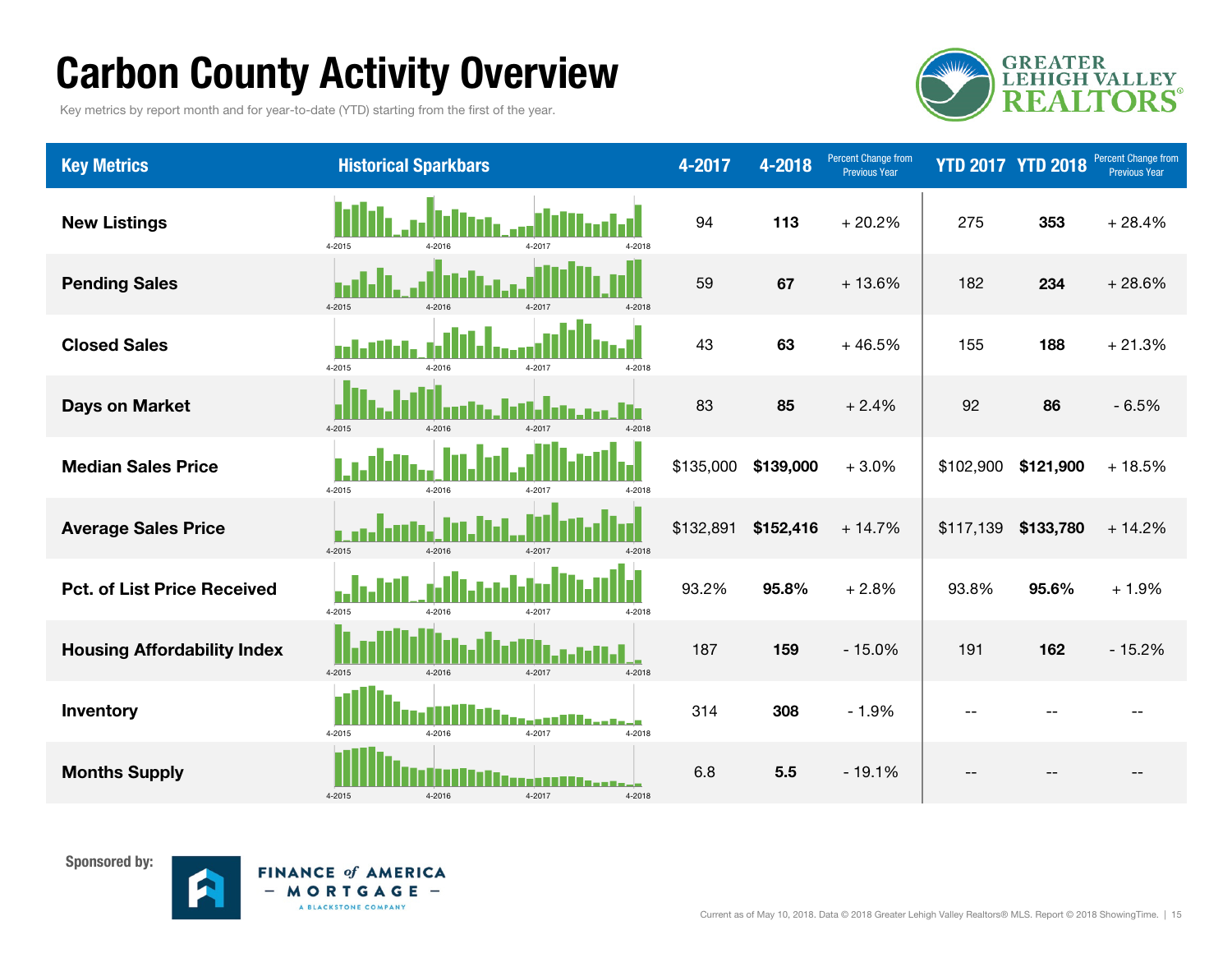# Carbon County Activity Overview

Key metrics by report month and for year-to-date (YTD) starting from the first of the year.

| Key Metrics | Historical Sparkbars | 4-2017 | 4-2018 | Percent Change from Previous Year | YTD 2017 | YTD 2018 | Percent Change from Previous Year |
|---|---|---|---|---|---|---|---|
| New Listings | 4-2015 4-2016 4-2017 4-2018 | 94 | **113** | + 20.2% | 275 | **353** | + 28.4% |
| Pending Sales | 4-2015 4-2016 4-2017 4-2018 | 59 | **67** | + 13.6% | 182 | **234** | + 28.6% |
| Closed Sales | 4-2015 4-2016 4-2017 4-2018 | 43 | **63** | + 46.5% | 155 | **188** | + 21.3% |
| Days on Market | 4-2015 4-2016 4-2017 4-2018 | 83 | **85** | + 2.4% | 92 | **86** | - 6.5% |
| Median Sales Price | 4-2015 4-2016 4-2017 4-2018 | $135,000 | **$139,000** | + 3.0% | $102,900 | **$121,900** | + 18.5% |
| Average Sales Price | 4-2015 4-2016 4-2017 4-2018 | $132,891 | **$152,416** | + 14.7% | $117,139 | **$133,780** | + 14.2% |
| Pct. of List Price Received | 4-2015 4-2016 4-2017 4-2018 | 93.2% | **95.8%** | + 2.8% | 93.8% | **95.6%** | + 1.9% |
| Housing Affordability Index | 4-2015 4-2016 4-2017 4-2018 | 187 | **159** | - 15.0% | 191 | **162** | - 15.2% |
| Inventory | 4-2015 4-2016 4-2017 4-2018 | 314 | **308** | - 1.9% | -- | -- | -- |
| Months Supply | 4-2015 4-2016 4-2017 4-2018 | 6.8 | **5.5** | - 19.1% | -- | -- | -- |

Sponsored by: FINANCE of AMERICA – MORTGAGE – A BLACKSTONE COMPANY

Current as of May 10, 2018. Data © 2018 Greater Lehigh Valley Realtors® MLS. Report © 2018 ShowingTime.